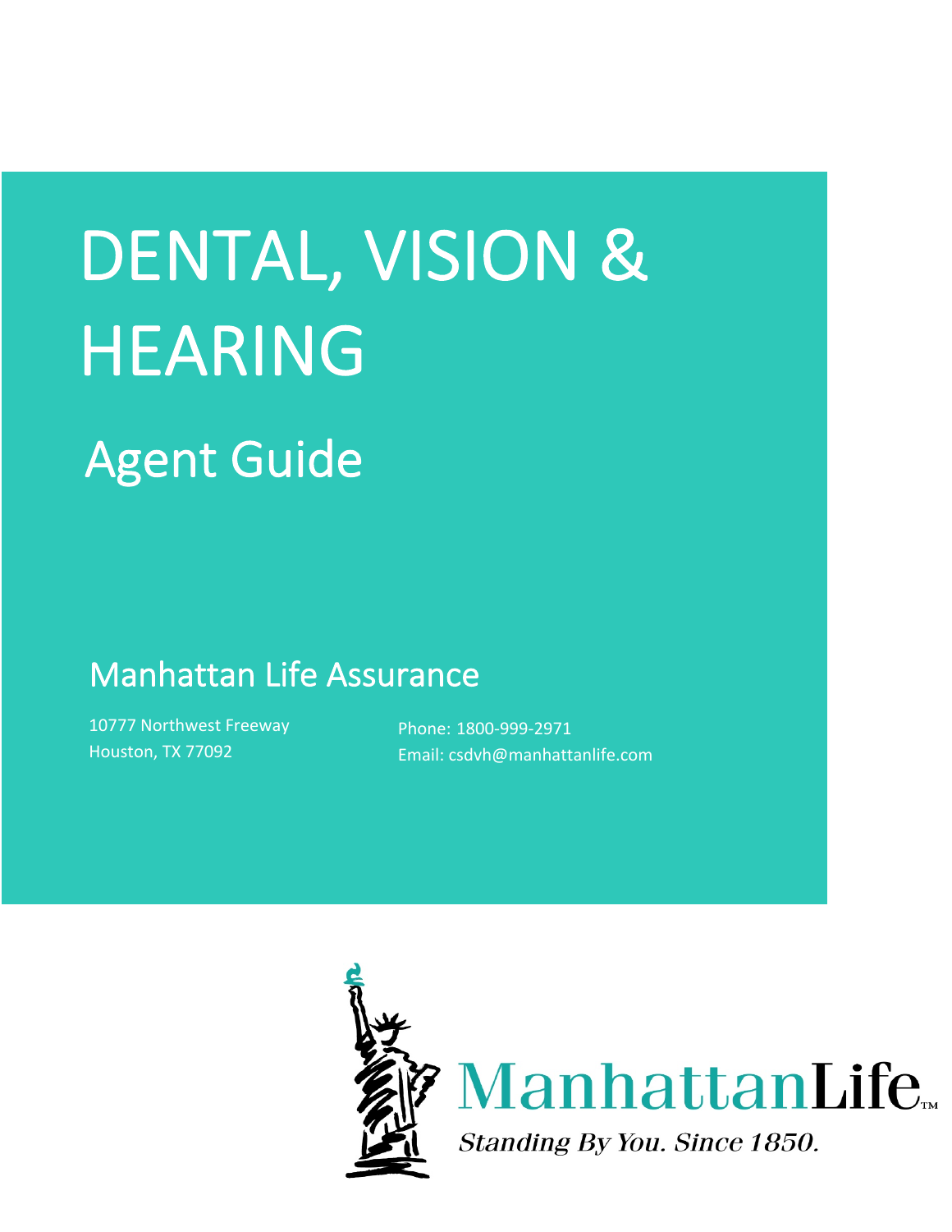# DENTAL, VISION & HEARING

## Agent Guide

### Manhattan Life Assurance

10777 Northwest Freeway
Houston, TX 77092

Phone: 1800-999-2971
Email: csdvh@manhattanlife.com

ManhattanLife™

*Standing By You. Since 1850.*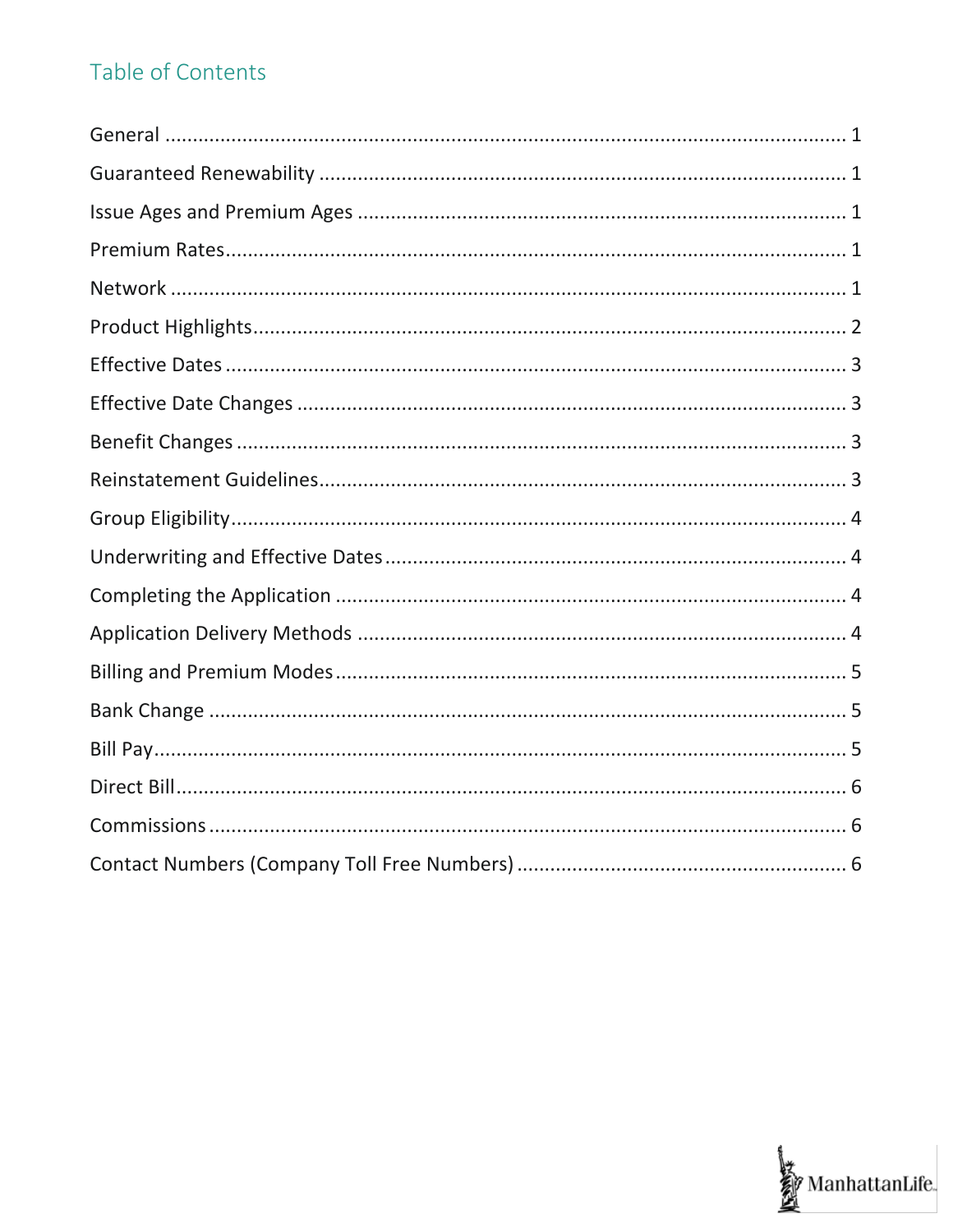## Table of Contents

| Section | Page |
|---|---|
| General | 1 |
| Guaranteed Renewability | 1 |
| Issue Ages and Premium Ages | 1 |
| Premium Rates | 1 |
| Network | 1 |
| Product Highlights | 2 |
| Effective Dates | 3 |
| Effective Date Changes | 3 |
| Benefit Changes | 3 |
| Reinstatement Guidelines | 3 |
| Group Eligibility | 4 |
| Underwriting and Effective Dates | 4 |
| Completing the Application | 4 |
| Application Delivery Methods | 4 |
| Billing and Premium Modes | 5 |
| Bank Change | 5 |
| Bill Pay | 5 |
| Direct Bill | 6 |
| Commissions | 6 |
| Contact Numbers (Company Toll Free Numbers) | 6 |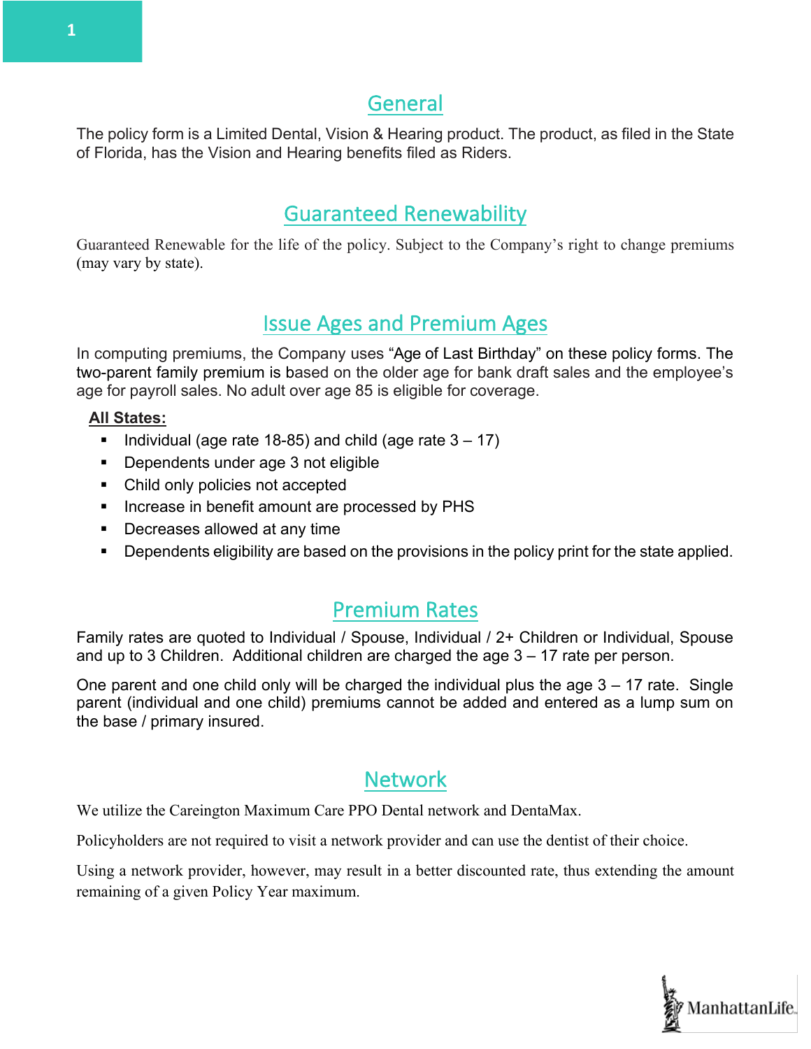## General

The policy form is a Limited Dental, Vision & Hearing product. The product, as filed in the State of Florida, has the Vision and Hearing benefits filed as Riders.

## Guaranteed Renewability

Guaranteed Renewable for the life of the policy. Subject to the Company's right to change premiums (may vary by state).

## Issue Ages and Premium Ages

In computing premiums, the Company uses "Age of Last Birthday" on these policy forms. The two-parent family premium is based on the older age for bank draft sales and the employee's age for payroll sales. No adult over age 85 is eligible for coverage.

**All States:**

- Individual (age rate 18-85) and child (age rate 3 – 17)
- Dependents under age 3 not eligible
- Child only policies not accepted
- Increase in benefit amount are processed by PHS
- Decreases allowed at any time
- Dependents eligibility are based on the provisions in the policy print for the state applied.

## Premium Rates

Family rates are quoted to Individual / Spouse, Individual / 2+ Children or Individual, Spouse and up to 3 Children. Additional children are charged the age 3 – 17 rate per person.

One parent and one child only will be charged the individual plus the age 3 – 17 rate. Single parent (individual and one child) premiums cannot be added and entered as a lump sum on the base / primary insured.

## Network

We utilize the Careington Maximum Care PPO Dental network and DentaMax.

Policyholders are not required to visit a network provider and can use the dentist of their choice.

Using a network provider, however, may result in a better discounted rate, thus extending the amount remaining of a given Policy Year maximum.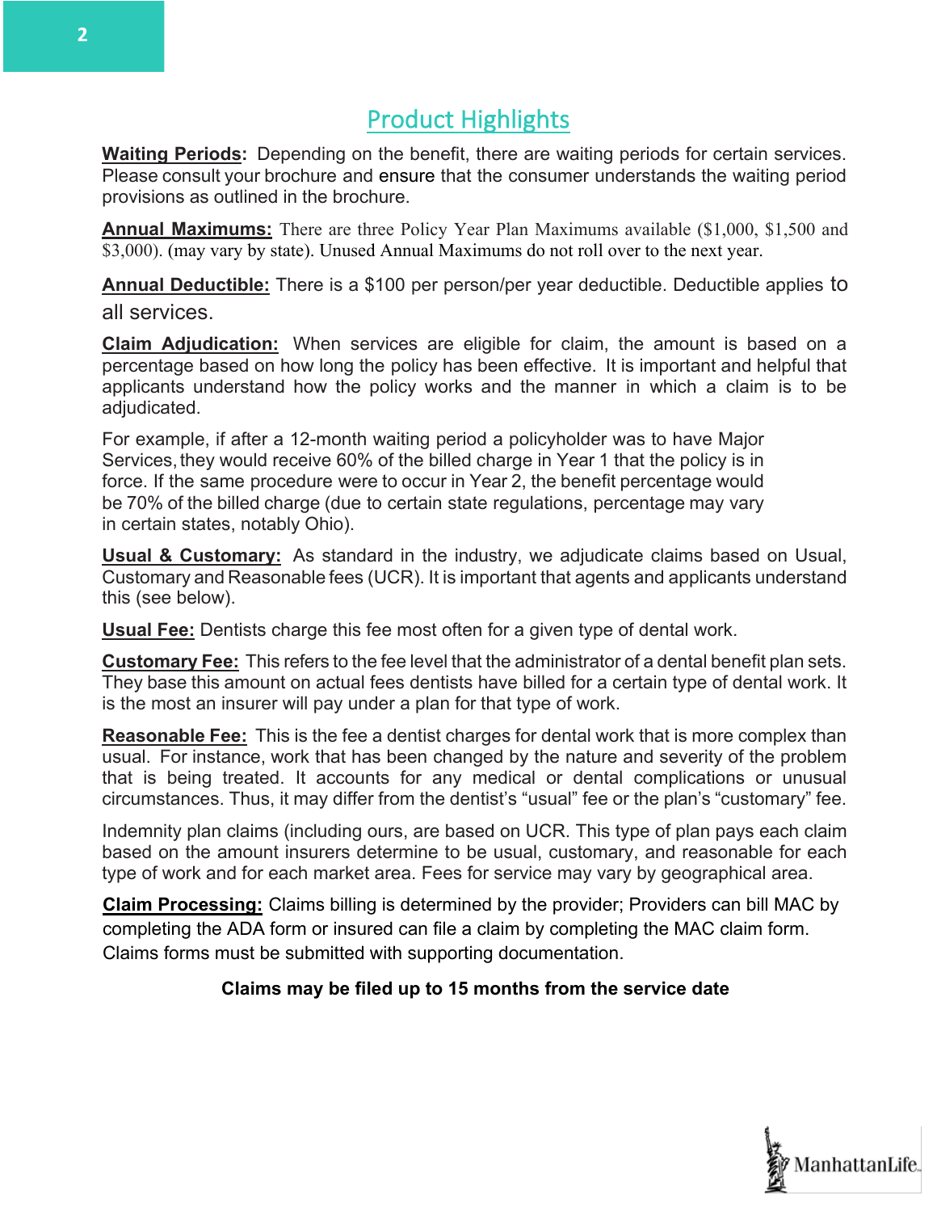## Product Highlights

**Waiting Periods:** Depending on the benefit, there are waiting periods for certain services. Please consult your brochure and ensure that the consumer understands the waiting period provisions as outlined in the brochure.

**Annual Maximums:** There are three Policy Year Plan Maximums available ($1,000, $1,500 and $3,000). (may vary by state). Unused Annual Maximums do not roll over to the next year.

**Annual Deductible:** There is a $100 per person/per year deductible. Deductible applies to all services.

**Claim Adjudication:** When services are eligible for claim, the amount is based on a percentage based on how long the policy has been effective. It is important and helpful that applicants understand how the policy works and the manner in which a claim is to be adjudicated.

For example, if after a 12-month waiting period a policyholder was to have Major Services, they would receive 60% of the billed charge in Year 1 that the policy is in force. If the same procedure were to occur in Year 2, the benefit percentage would be 70% of the billed charge (due to certain state regulations, percentage may vary in certain states, notably Ohio).

**Usual & Customary:** As standard in the industry, we adjudicate claims based on Usual, Customary and Reasonable fees (UCR). It is important that agents and applicants understand this (see below).

**Usual Fee:** Dentists charge this fee most often for a given type of dental work.

**Customary Fee:** This refers to the fee level that the administrator of a dental benefit plan sets. They base this amount on actual fees dentists have billed for a certain type of dental work. It is the most an insurer will pay under a plan for that type of work.

**Reasonable Fee:** This is the fee a dentist charges for dental work that is more complex than usual. For instance, work that has been changed by the nature and severity of the problem that is being treated. It accounts for any medical or dental complications or unusual circumstances. Thus, it may differ from the dentist's "usual" fee or the plan's "customary" fee.

Indemnity plan claims (including ours, are based on UCR. This type of plan pays each claim based on the amount insurers determine to be usual, customary, and reasonable for each type of work and for each market area. Fees for service may vary by geographical area.

**Claim Processing:** Claims billing is determined by the provider; Providers can bill MAC by completing the ADA form or insured can file a claim by completing the MAC claim form. Claims forms must be submitted with supporting documentation.

**Claims may be filed up to 15 months from the service date**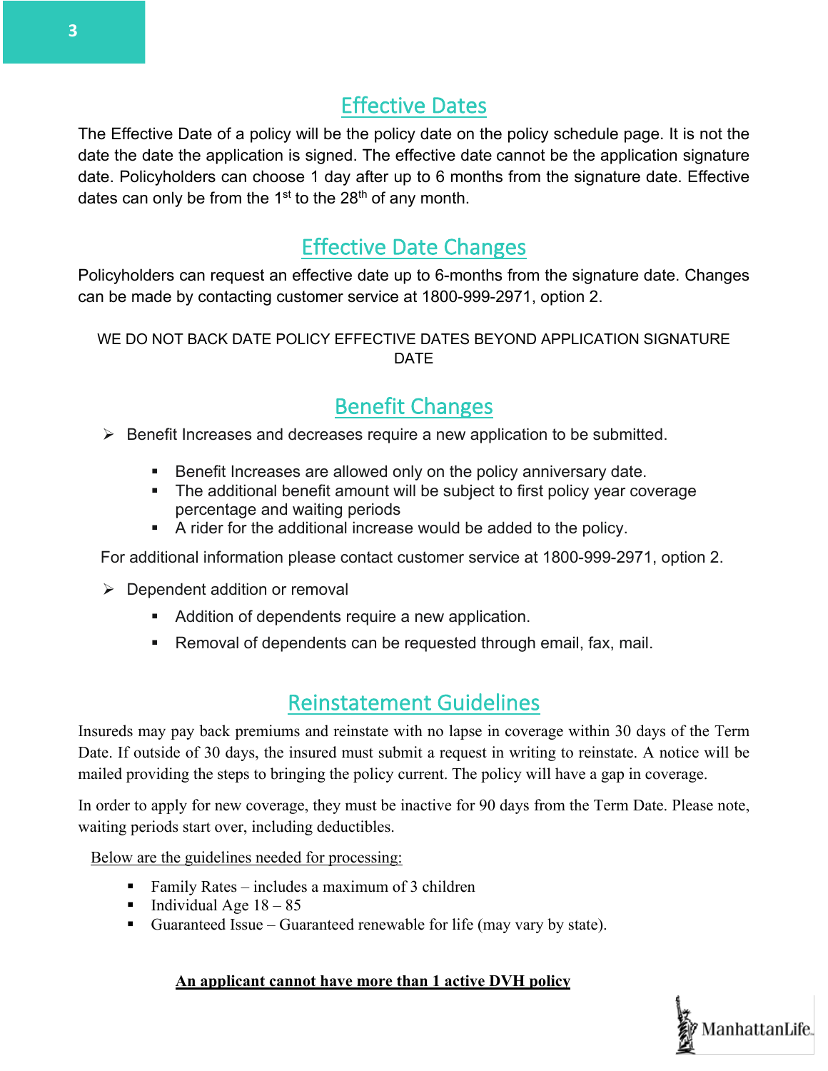## Effective Dates

The Effective Date of a policy will be the policy date on the policy schedule page. It is not the date the date the application is signed. The effective date cannot be the application signature date. Policyholders can choose 1 day after up to 6 months from the signature date. Effective dates can only be from the 1st to the 28th of any month.

## Effective Date Changes

Policyholders can request an effective date up to 6-months from the signature date. Changes can be made by contacting customer service at 1800-999-2971, option 2.

WE DO NOT BACK DATE POLICY EFFECTIVE DATES BEYOND APPLICATION SIGNATURE DATE

## Benefit Changes

- Benefit Increases and decreases require a new application to be submitted.
  - Benefit Increases are allowed only on the policy anniversary date.
  - The additional benefit amount will be subject to first policy year coverage percentage and waiting periods
  - A rider for the additional increase would be added to the policy.

For additional information please contact customer service at 1800-999-2971, option 2.

- Dependent addition or removal
  - Addition of dependents require a new application.
  - Removal of dependents can be requested through email, fax, mail.

## Reinstatement Guidelines

Insureds may pay back premiums and reinstate with no lapse in coverage within 30 days of the Term Date. If outside of 30 days, the insured must submit a request in writing to reinstate. A notice will be mailed providing the steps to bringing the policy current. The policy will have a gap in coverage.

In order to apply for new coverage, they must be inactive for 90 days from the Term Date. Please note, waiting periods start over, including deductibles.

Below are the guidelines needed for processing:

- Family Rates – includes a maximum of 3 children
- Individual Age 18 – 85
- Guaranteed Issue – Guaranteed renewable for life (may vary by state).

**An applicant cannot have more than 1 active DVH policy**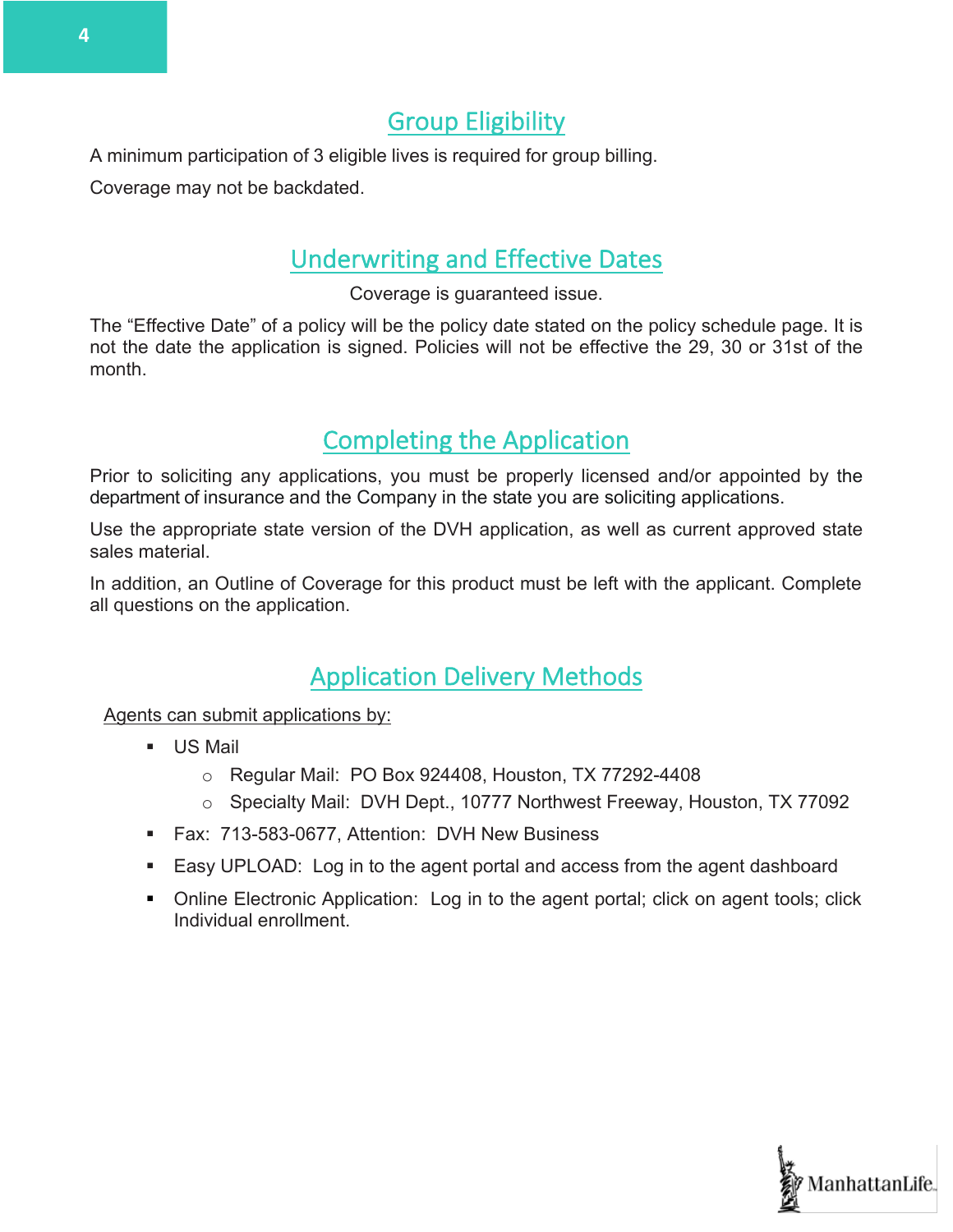## Group Eligibility

A minimum participation of 3 eligible lives is required for group billing.

Coverage may not be backdated.

## Underwriting and Effective Dates

Coverage is guaranteed issue.

The "Effective Date" of a policy will be the policy date stated on the policy schedule page. It is not the date the application is signed. Policies will not be effective the 29, 30 or 31st of the month.

## Completing the Application

Prior to soliciting any applications, you must be properly licensed and/or appointed by the department of insurance and the Company in the state you are soliciting applications.

Use the appropriate state version of the DVH application, as well as current approved state sales material.

In addition, an Outline of Coverage for this product must be left with the applicant. Complete all questions on the application.

## Application Delivery Methods

Agents can submit applications by:

- US Mail
  - Regular Mail: PO Box 924408, Houston, TX 77292-4408
  - Specialty Mail: DVH Dept., 10777 Northwest Freeway, Houston, TX 77092
- Fax: 713-583-0677, Attention: DVH New Business
- Easy UPLOAD: Log in to the agent portal and access from the agent dashboard
- Online Electronic Application: Log in to the agent portal; click on agent tools; click Individual enrollment.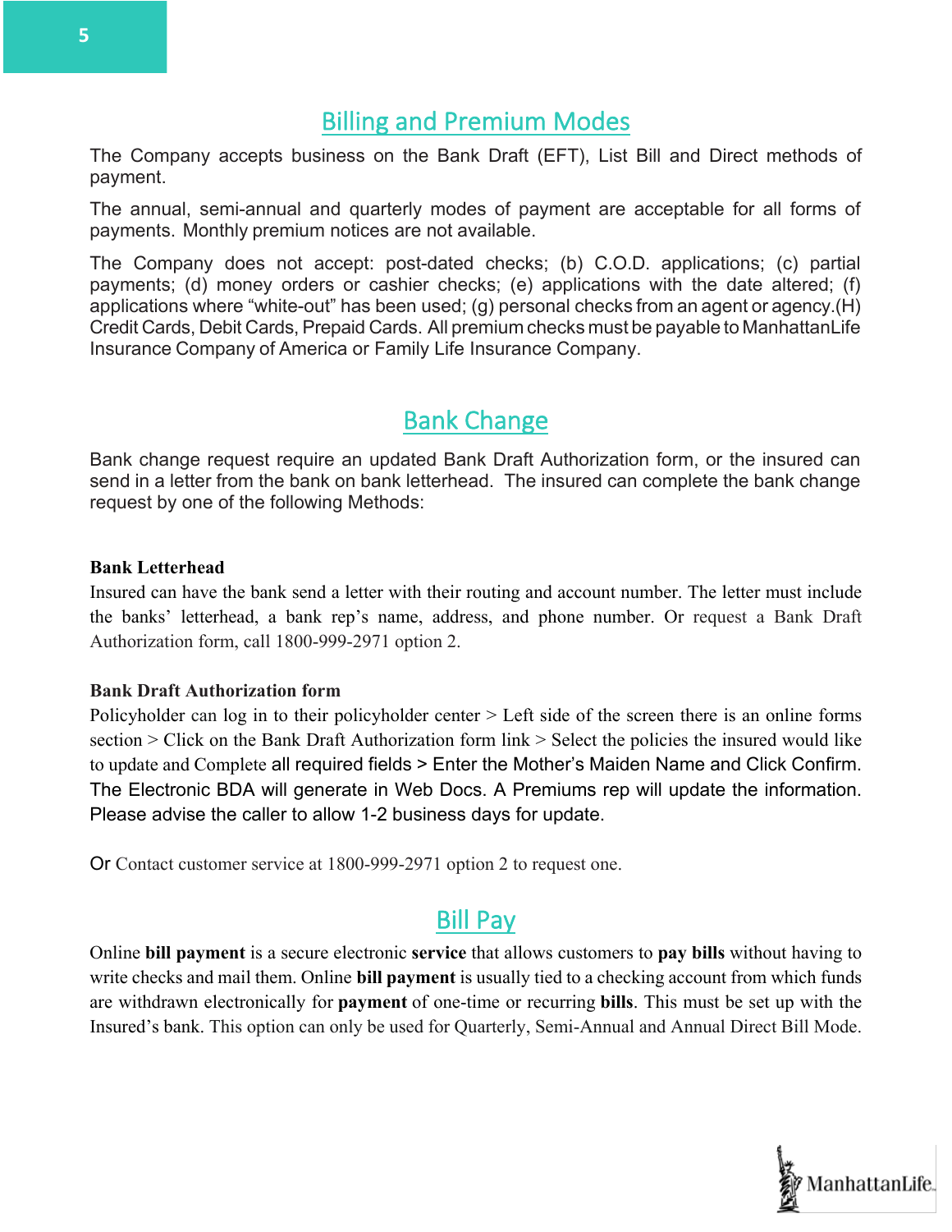## Billing and Premium Modes

The Company accepts business on the Bank Draft (EFT), List Bill and Direct methods of payment.

The annual, semi-annual and quarterly modes of payment are acceptable for all forms of payments. Monthly premium notices are not available.

The Company does not accept: post-dated checks; (b) C.O.D. applications; (c) partial payments; (d) money orders or cashier checks; (e) applications with the date altered; (f) applications where "white-out" has been used; (g) personal checks from an agent or agency.(H) Credit Cards, Debit Cards, Prepaid Cards. All premium checks must be payable to ManhattanLife Insurance Company of America or Family Life Insurance Company.

## Bank Change

Bank change request require an updated Bank Draft Authorization form, or the insured can send in a letter from the bank on bank letterhead. The insured can complete the bank change request by one of the following Methods:

**Bank Letterhead**

Insured can have the bank send a letter with their routing and account number. The letter must include the banks' letterhead, a bank rep's name, address, and phone number. Or request a Bank Draft Authorization form, call 1800-999-2971 option 2.

**Bank Draft Authorization form**

Policyholder can log in to their policyholder center > Left side of the screen there is an online forms section > Click on the Bank Draft Authorization form link > Select the policies the insured would like to update and Complete all required fields > Enter the Mother's Maiden Name and Click Confirm. The Electronic BDA will generate in Web Docs. A Premiums rep will update the information. Please advise the caller to allow 1-2 business days for update.

Or Contact customer service at 1800-999-2971 option 2 to request one.

## Bill Pay

Online **bill payment** is a secure electronic **service** that allows customers to **pay bills** without having to write checks and mail them. Online **bill payment** is usually tied to a checking account from which funds are withdrawn electronically for **payment** of one-time or recurring **bills**. This must be set up with the Insured's bank. This option can only be used for Quarterly, Semi-Annual and Annual Direct Bill Mode.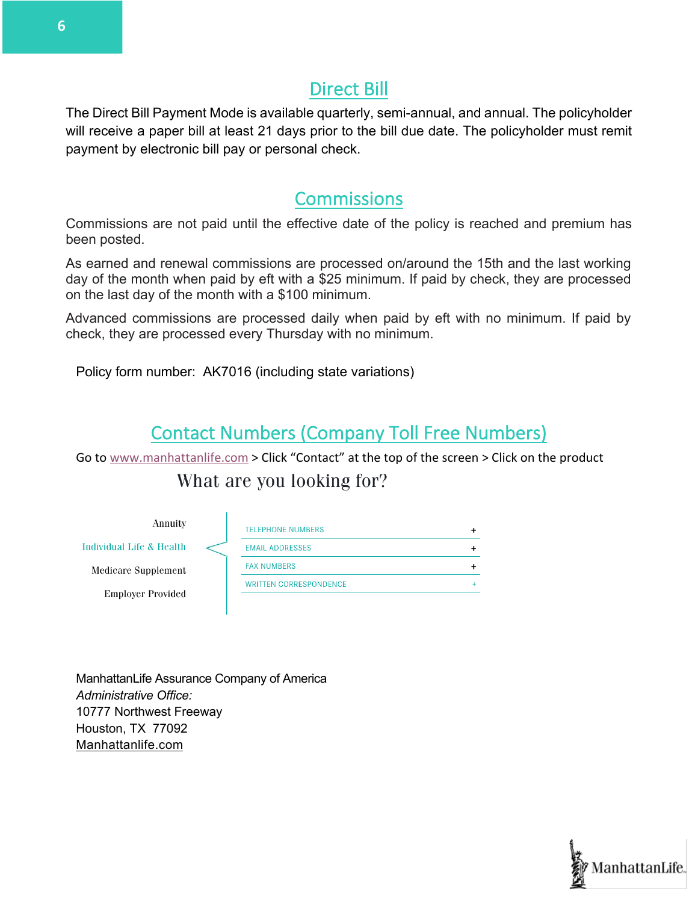## Direct Bill

The Direct Bill Payment Mode is available quarterly, semi-annual, and annual. The policyholder will receive a paper bill at least 21 days prior to the bill due date. The policyholder must remit payment by electronic bill pay or personal check.

## Commissions

Commissions are not paid until the effective date of the policy is reached and premium has been posted.

As earned and renewal commissions are processed on/around the 15th and the last working day of the month when paid by eft with a $25 minimum. If paid by check, they are processed on the last day of the month with a $100 minimum.

Advanced commissions are processed daily when paid by eft with no minimum. If paid by check, they are processed every Thursday with no minimum.

Policy form number: AK7016 (including state variations)

## Contact Numbers (Company Toll Free Numbers)

Go to www.manhattanlife.com > Click "Contact" at the top of the screen > Click on the product

What are you looking for?

Annuity

Individual Life & Health

Medicare Supplement

Employer Provided

TELEPHONE NUMBERS +

EMAIL ADDRESSES +

FAX NUMBERS +

WRITTEN CORRESPONDENCE +

ManhattanLife Assurance Company of America
*Administrative Office:*
10777 Northwest Freeway
Houston, TX 77092
Manhattanlife.com